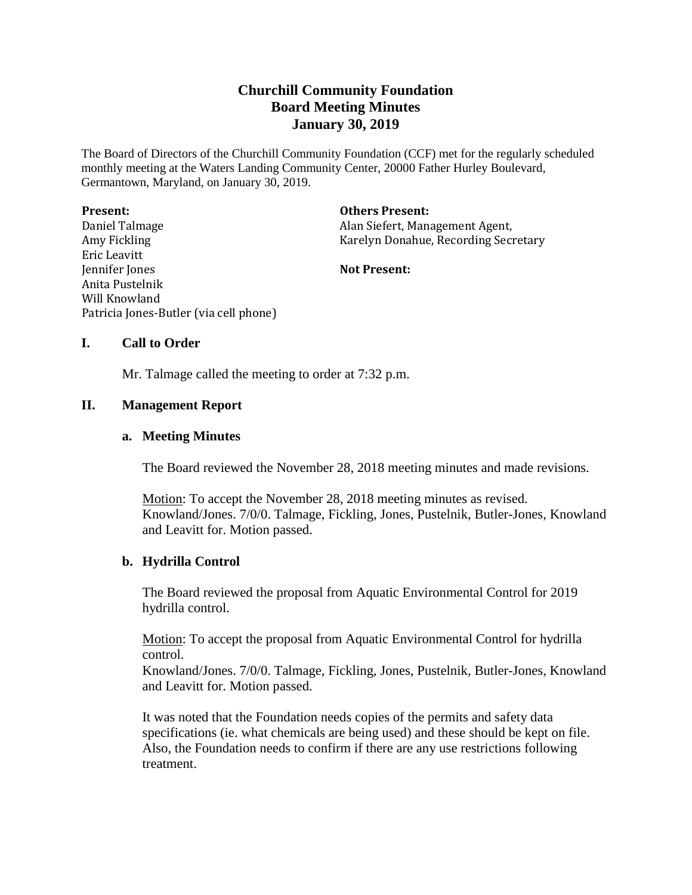# Churchill Community Foundation
## Board Meeting Minutes
## January 30, 2019

The Board of Directors of the Churchill Community Foundation (CCF) met for the regularly scheduled monthly meeting at the Waters Landing Community Center, 20000 Father Hurley Boulevard, Germantown, Maryland, on January 30, 2019.

**Present:**
Daniel Talmage
Amy Fickling
Eric Leavitt
Jennifer Jones
Anita Pustelnik
Will Knowland
Patricia Jones-Butler (via cell phone)

**Others Present:**
Alan Siefert, Management Agent,
Karelyn Donahue, Recording Secretary

**Not Present:**

## I. Call to Order

Mr. Talmage called the meeting to order at 7:32 p.m.

## II. Management Report

### a. Meeting Minutes

The Board reviewed the November 28, 2018 meeting minutes and made revisions.

Motion: To accept the November 28, 2018 meeting minutes as revised.
Knowland/Jones. 7/0/0. Talmage, Fickling, Jones, Pustelnik, Butler-Jones, Knowland and Leavitt for. Motion passed.

### b. Hydrilla Control

The Board reviewed the proposal from Aquatic Environmental Control for 2019 hydrilla control.

Motion: To accept the proposal from Aquatic Environmental Control for hydrilla control.
Knowland/Jones. 7/0/0. Talmage, Fickling, Jones, Pustelnik, Butler-Jones, Knowland and Leavitt for. Motion passed.

It was noted that the Foundation needs copies of the permits and safety data specifications (ie. what chemicals are being used) and these should be kept on file. Also, the Foundation needs to confirm if there are any use restrictions following treatment.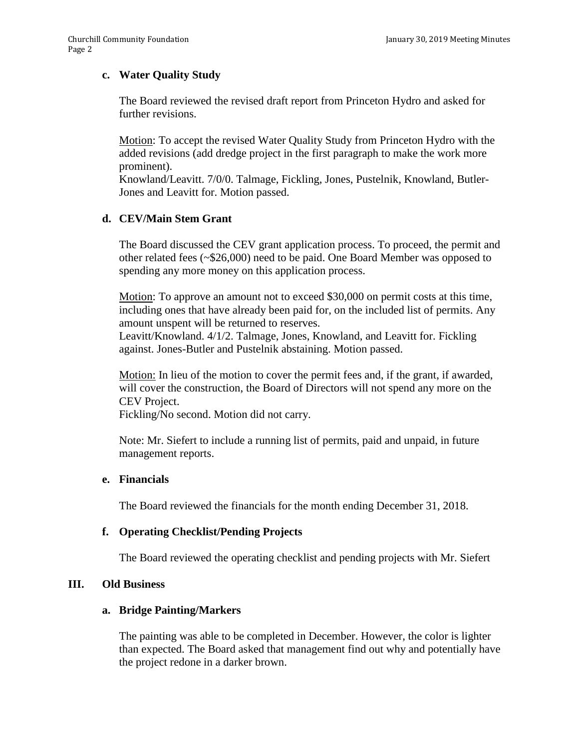**c. Water Quality Study**

The Board reviewed the revised draft report from Princeton Hydro and asked for further revisions.

Motion: To accept the revised Water Quality Study from Princeton Hydro with the added revisions (add dredge project in the first paragraph to make the work more prominent).
Knowland/Leavitt. 7/0/0. Talmage, Fickling, Jones, Pustelnik, Knowland, Butler-Jones and Leavitt for. Motion passed.

**d. CEV/Main Stem Grant**

The Board discussed the CEV grant application process. To proceed, the permit and other related fees (~$26,000) need to be paid. One Board Member was opposed to spending any more money on this application process.

Motion: To approve an amount not to exceed $30,000 on permit costs at this time, including ones that have already been paid for, on the included list of permits. Any amount unspent will be returned to reserves.
Leavitt/Knowland. 4/1/2. Talmage, Jones, Knowland, and Leavitt for. Fickling against. Jones-Butler and Pustelnik abstaining. Motion passed.

Motion: In lieu of the motion to cover the permit fees and, if the grant, if awarded, will cover the construction, the Board of Directors will not spend any more on the CEV Project.
Fickling/No second. Motion did not carry.

Note: Mr. Siefert to include a running list of permits, paid and unpaid, in future management reports.

**e. Financials**

The Board reviewed the financials for the month ending December 31, 2018.

**f. Operating Checklist/Pending Projects**

The Board reviewed the operating checklist and pending projects with Mr. Siefert

## III. Old Business

**a. Bridge Painting/Markers**

The painting was able to be completed in December. However, the color is lighter than expected. The Board asked that management find out why and potentially have the project redone in a darker brown.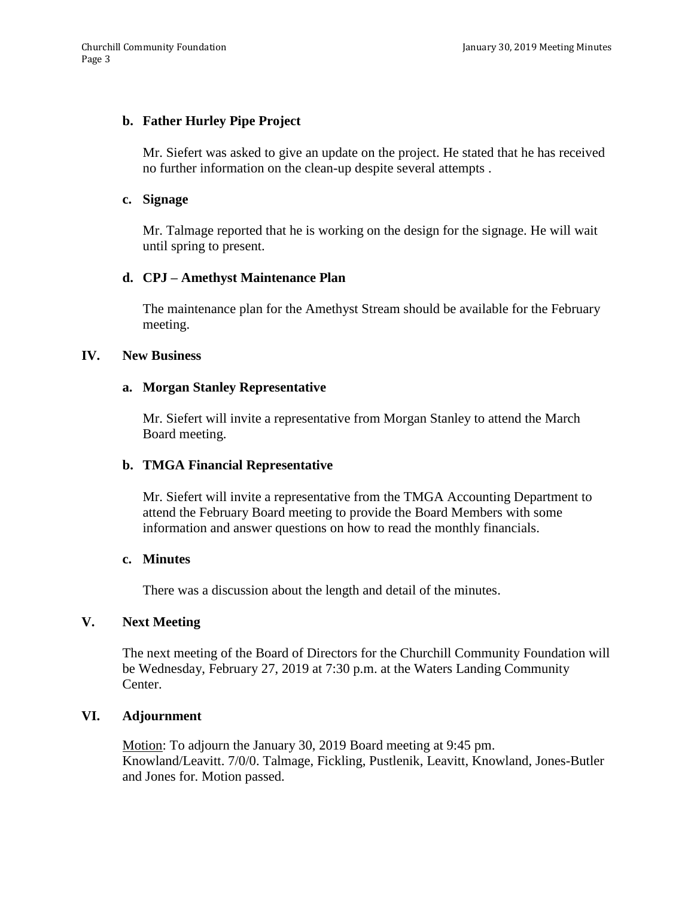**b. Father Hurley Pipe Project**

Mr. Siefert was asked to give an update on the project. He stated that he has received no further information on the clean-up despite several attempts .

**c. Signage**

Mr. Talmage reported that he is working on the design for the signage. He will wait until spring to present.

**d. CPJ – Amethyst Maintenance Plan**

The maintenance plan for the Amethyst Stream should be available for the February meeting.

## IV. New Business

**a. Morgan Stanley Representative**

Mr. Siefert will invite a representative from Morgan Stanley to attend the March Board meeting.

**b. TMGA Financial Representative**

Mr. Siefert will invite a representative from the TMGA Accounting Department to attend the February Board meeting to provide the Board Members with some information and answer questions on how to read the monthly financials.

**c. Minutes**

There was a discussion about the length and detail of the minutes.

## V. Next Meeting

The next meeting of the Board of Directors for the Churchill Community Foundation will be Wednesday, February 27, 2019 at 7:30 p.m. at the Waters Landing Community Center.

## VI. Adjournment

Motion: To adjourn the January 30, 2019 Board meeting at 9:45 pm. Knowland/Leavitt. 7/0/0. Talmage, Fickling, Pustlenik, Leavitt, Knowland, Jones-Butler and Jones for. Motion passed.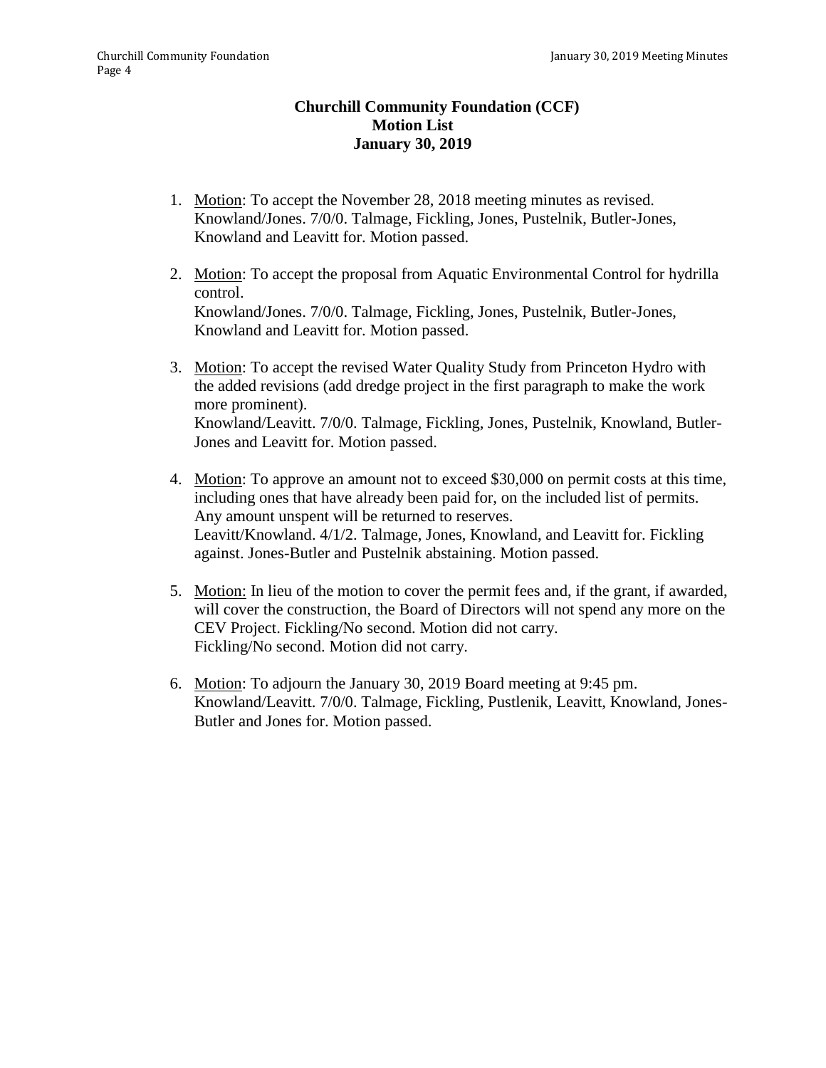**Churchill Community Foundation (CCF)**
**Motion List**
**January 30, 2019**

1. Motion: To accept the November 28, 2018 meeting minutes as revised. Knowland/Jones. 7/0/0. Talmage, Fickling, Jones, Pustelnik, Butler-Jones, Knowland and Leavitt for. Motion passed.

2. Motion: To accept the proposal from Aquatic Environmental Control for hydrilla control.
   Knowland/Jones. 7/0/0. Talmage, Fickling, Jones, Pustelnik, Butler-Jones, Knowland and Leavitt for. Motion passed.

3. Motion: To accept the revised Water Quality Study from Princeton Hydro with the added revisions (add dredge project in the first paragraph to make the work more prominent).
   Knowland/Leavitt. 7/0/0. Talmage, Fickling, Jones, Pustelnik, Knowland, Butler-Jones and Leavitt for. Motion passed.

4. Motion: To approve an amount not to exceed $30,000 on permit costs at this time, including ones that have already been paid for, on the included list of permits. Any amount unspent will be returned to reserves.
   Leavitt/Knowland. 4/1/2. Talmage, Jones, Knowland, and Leavitt for. Fickling against. Jones-Butler and Pustelnik abstaining. Motion passed.

5. Motion: In lieu of the motion to cover the permit fees and, if the grant, if awarded, will cover the construction, the Board of Directors will not spend any more on the CEV Project. Fickling/No second. Motion did not carry.
   Fickling/No second. Motion did not carry.

6. Motion: To adjourn the January 30, 2019 Board meeting at 9:45 pm.
   Knowland/Leavitt. 7/0/0. Talmage, Fickling, Pustlenik, Leavitt, Knowland, Jones-Butler and Jones for. Motion passed.